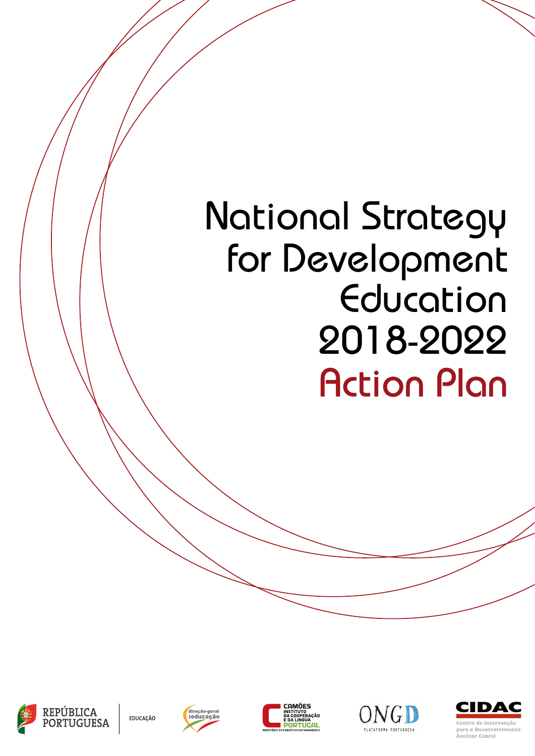# National Strategy for Development Education 2018-2022

## Action Plan

REPÚBLICA PORTUGUESA

EDUCAÇÃO

direção-geral da educação

CAMÕES INSTITUTO DA COOPERAÇÃO E DA LÍNGUA PORTUGAL

MINISTÉRIO DOS NEGÓCIOS ESTRANGEIROS

ONGD PLATAFORMA PORTUGUESA

CIDAC

Centro de Intervenção para o Desenvolvimento Amílcar Cabral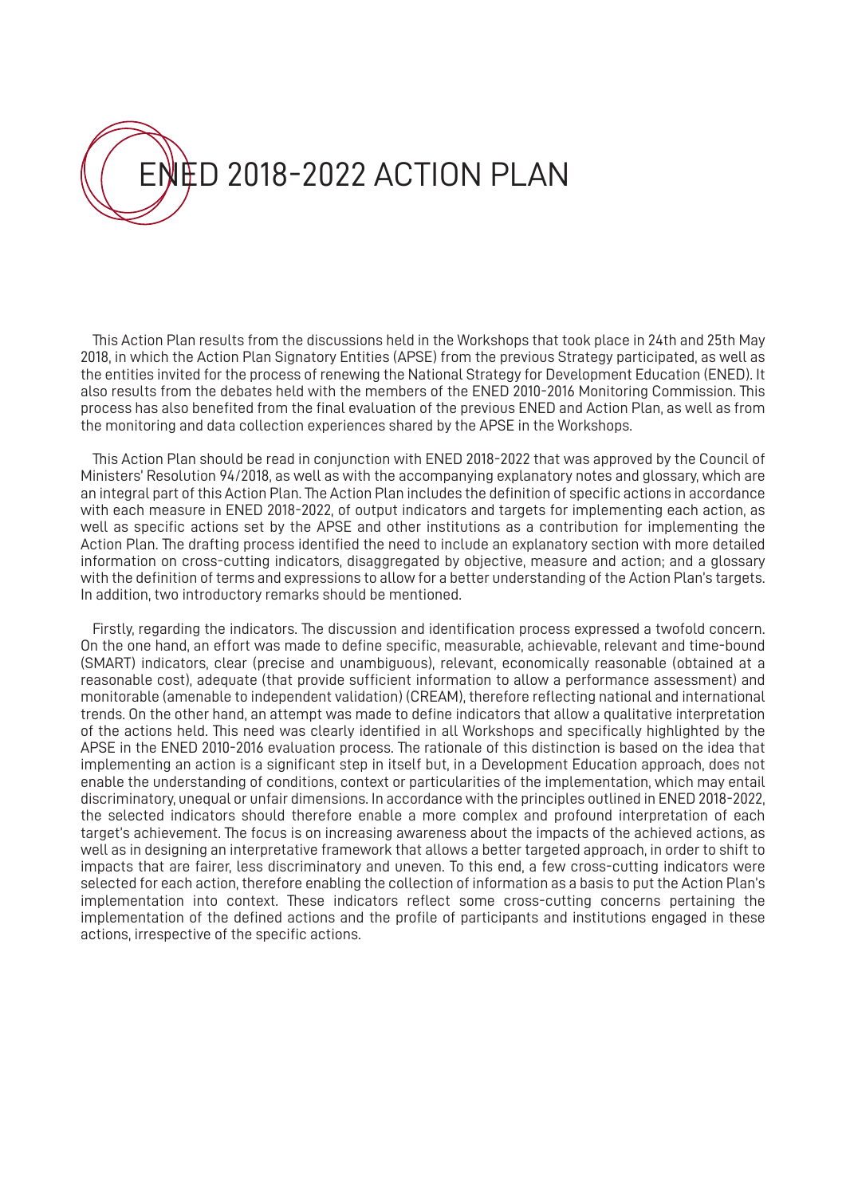# ENED 2018-2022 ACTION PLAN

This Action Plan results from the discussions held in the Workshops that took place in 24th and 25th May 2018, in which the Action Plan Signatory Entities (APSE) from the previous Strategy participated, as well as the entities invited for the process of renewing the National Strategy for Development Education (ENED). It also results from the debates held with the members of the ENED 2010-2016 Monitoring Commission. This process has also benefited from the final evaluation of the previous ENED and Action Plan, as well as from the monitoring and data collection experiences shared by the APSE in the Workshops.

This Action Plan should be read in conjunction with ENED 2018-2022 that was approved by the Council of Ministers' Resolution 94/2018, as well as with the accompanying explanatory notes and glossary, which are an integral part of this Action Plan. The Action Plan includes the definition of specific actions in accordance with each measure in ENED 2018-2022, of output indicators and targets for implementing each action, as well as specific actions set by the APSE and other institutions as a contribution for implementing the Action Plan. The drafting process identified the need to include an explanatory section with more detailed information on cross-cutting indicators, disaggregated by objective, measure and action; and a glossary with the definition of terms and expressions to allow for a better understanding of the Action Plan's targets. In addition, two introductory remarks should be mentioned.

Firstly, regarding the indicators. The discussion and identification process expressed a twofold concern. On the one hand, an effort was made to define specific, measurable, achievable, relevant and time-bound (SMART) indicators, clear (precise and unambiguous), relevant, economically reasonable (obtained at a reasonable cost), adequate (that provide sufficient information to allow a performance assessment) and monitorable (amenable to independent validation) (CREAM), therefore reflecting national and international trends. On the other hand, an attempt was made to define indicators that allow a qualitative interpretation of the actions held. This need was clearly identified in all Workshops and specifically highlighted by the APSE in the ENED 2010-2016 evaluation process. The rationale of this distinction is based on the idea that implementing an action is a significant step in itself but, in a Development Education approach, does not enable the understanding of conditions, context or particularities of the implementation, which may entail discriminatory, unequal or unfair dimensions. In accordance with the principles outlined in ENED 2018-2022, the selected indicators should therefore enable a more complex and profound interpretation of each target's achievement. The focus is on increasing awareness about the impacts of the achieved actions, as well as in designing an interpretative framework that allows a better targeted approach, in order to shift to impacts that are fairer, less discriminatory and uneven. To this end, a few cross-cutting indicators were selected for each action, therefore enabling the collection of information as a basis to put the Action Plan's implementation into context. These indicators reflect some cross-cutting concerns pertaining the implementation of the defined actions and the profile of participants and institutions engaged in these actions, irrespective of the specific actions.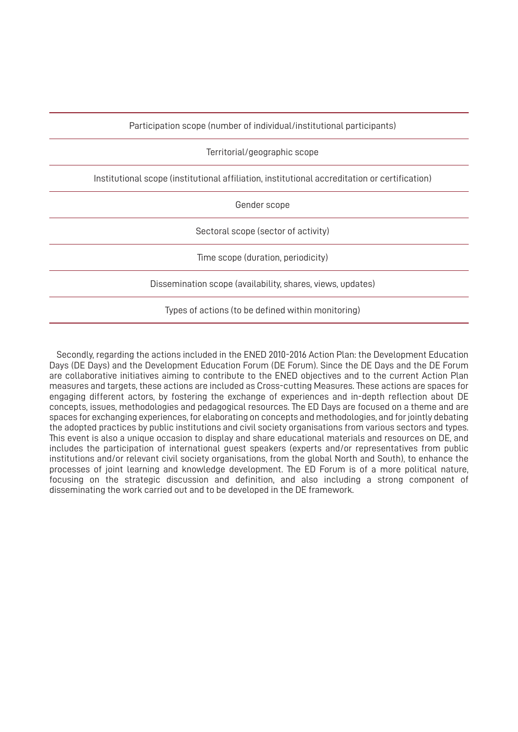| Participation scope (number of individual/institutional participants) |
|---|
| Territorial/geographic scope |
| Institutional scope (institutional affiliation, institutional accreditation or certification) |
| Gender scope |
| Sectoral scope (sector of activity) |
| Time scope (duration, periodicity) |
| Dissemination scope (availability, shares, views, updates) |
| Types of actions (to be defined within monitoring) |

Secondly, regarding the actions included in the ENED 2010-2016 Action Plan: the Development Education Days (DE Days) and the Development Education Forum (DE Forum). Since the DE Days and the DE Forum are collaborative initiatives aiming to contribute to the ENED objectives and to the current Action Plan measures and targets, these actions are included as Cross-cutting Measures. These actions are spaces for engaging different actors, by fostering the exchange of experiences and in-depth reflection about DE concepts, issues, methodologies and pedagogical resources. The ED Days are focused on a theme and are spaces for exchanging experiences, for elaborating on concepts and methodologies, and for jointly debating the adopted practices by public institutions and civil society organisations from various sectors and types. This event is also a unique occasion to display and share educational materials and resources on DE, and includes the participation of international guest speakers (experts and/or representatives from public institutions and/or relevant civil society organisations, from the global North and South), to enhance the processes of joint learning and knowledge development. The ED Forum is of a more political nature, focusing on the strategic discussion and definition, and also including a strong component of disseminating the work carried out and to be developed in the DE framework.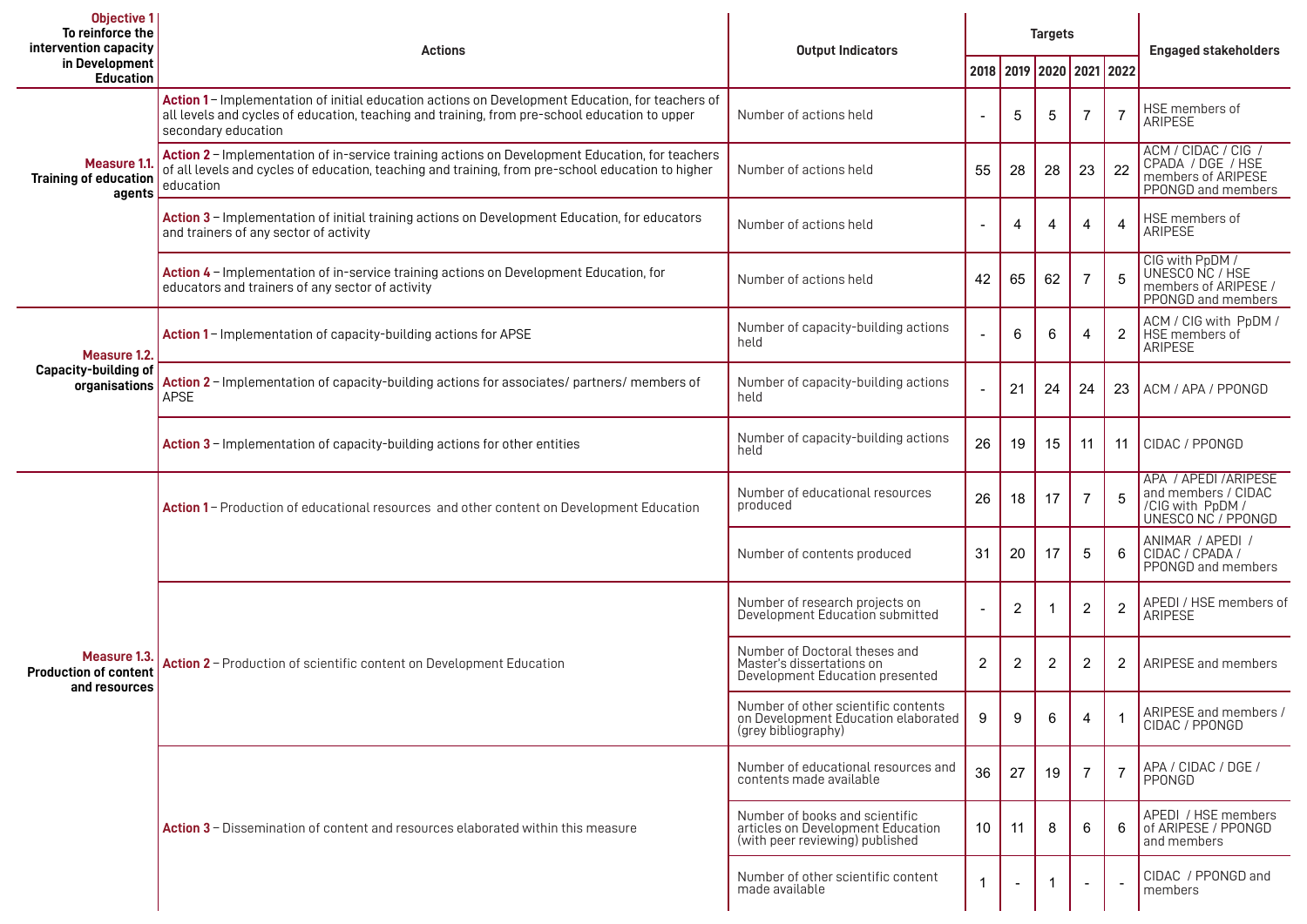| **Objective 1** To reinforce the intervention capacity in Development Education | Actions | Output Indicators | Targets | | | | | Engaged stakeholders |
|---|---|---|---|---|---|---|---|---|
| | | | 2018 | 2019 | 2020 | 2021 | 2022 | |
| **Measure 1.1. Training of education agents** | **Action 1** – Implementation of initial education actions on Development Education, for teachers of all levels and cycles of education, teaching and training, from pre-school education to upper secondary education | Number of actions held | - | 5 | 5 | 7 | 7 | HSE members of ARIPESE |
| | **Action 2** – Implementation of in-service training actions on Development Education, for teachers of all levels and cycles of education, teaching and training, from pre-school education to higher education | Number of actions held | 55 | 28 | 28 | 23 | 22 | ACM / CIDAC / CIG / CPADA / DGE / HSE members of ARIPESE PPONGD and members |
| | **Action 3** – Implementation of initial training actions on Development Education, for educators and trainers of any sector of activity | Number of actions held | - | 4 | 4 | 4 | 4 | HSE members of ARIPESE |
| | **Action 4** – Implementation of in-service training actions on Development Education, for educators and trainers of any sector of activity | Number of actions held | 42 | 65 | 62 | 7 | 5 | CIG with PpDM / UNESCO NC / HSE members of ARIPESE / PPONGD and members |
| **Measure 1.2. Capacity-building of organisations** | **Action 1** – Implementation of capacity-building actions for APSE | Number of capacity-building actions held | - | 6 | 6 | 4 | 2 | ACM / CIG with PpDM / HSE members of ARIPESE |
| | **Action 2** – Implementation of capacity-building actions for associates/ partners/ members of APSE | Number of capacity-building actions held | - | 21 | 24 | 24 | 23 | ACM / APA / PPONGD |
| | **Action 3** – Implementation of capacity-building actions for other entities | Number of capacity-building actions held | 26 | 19 | 15 | 11 | 11 | CIDAC / PPONGD |
| **Measure 1.3. Production of content and resources** | **Action 1** – Production of educational resources and other content on Development Education | Number of educational resources produced | 26 | 18 | 17 | 7 | 5 | APA / APEDI /ARIPESE and members / CIDAC /CIG with PpDM / UNESCO NC / PPONGD |
| | | Number of contents produced | 31 | 20 | 17 | 5 | 6 | ANIMAR / APEDI / CIDAC / CPADA / PPONGD and members |
| | **Action 2** – Production of scientific content on Development Education | Number of research projects on Development Education submitted | - | 2 | 1 | 2 | 2 | APEDI / HSE members of ARIPESE |
| | | Number of Doctoral theses and Master's dissertations on Development Education presented | 2 | 2 | 2 | 2 | 2 | ARIPESE and members |
| | | Number of other scientific contents on Development Education elaborated (grey bibliography) | 9 | 9 | 6 | 4 | 1 | ARIPESE and members / CIDAC / PPONGD |
| | **Action 3** – Dissemination of content and resources elaborated within this measure | Number of educational resources and contents made available | 36 | 27 | 19 | 7 | 7 | APA / CIDAC / DGE / PPONGD |
| | | Number of books and scientific articles on Development Education (with peer reviewing) published | 10 | 11 | 8 | 6 | 6 | APEDI / HSE members of ARIPESE / PPONGD and members |
| | | Number of other scientific content made available | 1 | - | 1 | - | - | CIDAC / PPONGD and members |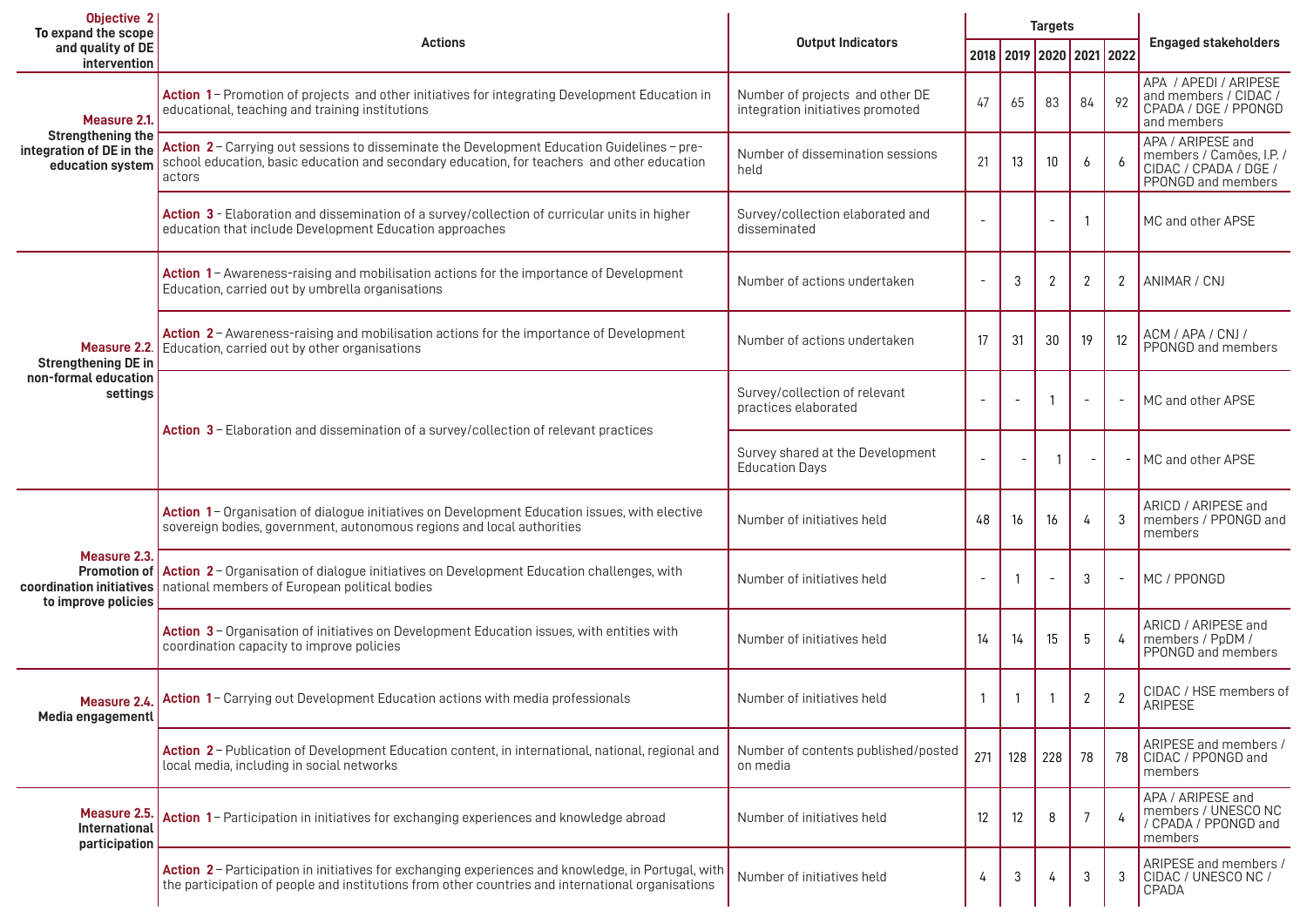| Objective 2 To expand the scope and quality of DE intervention | Actions | Output Indicators | Targets | | | | | Engaged stakeholders |
|---|---|---|---|---|---|---|---|---|
| | | | 2018 | 2019 | 2020 | 2021 | 2022 | |
| **Measure 2.1.** Strengthening the integration of DE in the education system | **Action 1** – Promotion of projects and other initiatives for integrating Development Education in educational, teaching and training institutions | Number of projects and other DE integration initiatives promoted | 47 | 65 | 83 | 84 | 92 | APA / APEDI / ARIPESE and members / CIDAC / CPADA / DGE / PPONGD and members |
| | **Action 2** – Carrying out sessions to disseminate the Development Education Guidelines – pre-school education, basic education and secondary education, for teachers and other education actors | Number of dissemination sessions held | 21 | 13 | 10 | 6 | 6 | APA / ARIPESE and members / Camões, I.P. / CIDAC / CPADA / DGE / PPONGD and members |
| | **Action 3** - Elaboration and dissemination of a survey/collection of curricular units in higher education that include Development Education approaches | Survey/collection elaborated and disseminated | - | | - | 1 | | MC and other APSE |
| **Measure 2.2.** Strengthening DE in non-formal education settings | **Action 1** – Awareness-raising and mobilisation actions for the importance of Development Education, carried out by umbrella organisations | Number of actions undertaken | - | 3 | 2 | 2 | 2 | ANIMAR / CNJ |
| | **Action 2** – Awareness-raising and mobilisation actions for the importance of Development Education, carried out by other organisations | Number of actions undertaken | 17 | 31 | 30 | 19 | 12 | ACM / APA / CNJ / PPONGD and members |
| | **Action 3** – Elaboration and dissemination of a survey/collection of relevant practices | Survey/collection of relevant practices elaborated | - | - | 1 | - | - | MC and other APSE |
| | | Survey shared at the Development Education Days | - | - | 1 | - | - | MC and other APSE |
| **Measure 2.3.** Promotion of coordination initiatives to improve policies | **Action 1** – Organisation of dialogue initiatives on Development Education issues, with elective sovereign bodies, government, autonomous regions and local authorities | Number of initiatives held | 48 | 16 | 16 | 4 | 3 | ARICD / ARIPESE and members / PPONGD and members |
| | **Action 2** – Organisation of dialogue initiatives on Development Education challenges, with national members of European political bodies | Number of initiatives held | - | 1 | - | 3 | - | MC / PPONGD |
| | **Action 3** – Organisation of initiatives on Development Education issues, with entities with coordination capacity to improve policies | Number of initiatives held | 14 | 14 | 15 | 5 | 4 | ARICD / ARIPESE and members / PpDM / PPONGD and members |
| **Measure 2.4.** Media engagementl | **Action 1** – Carrying out Development Education actions with media professionals | Number of initiatives held | 1 | 1 | 1 | 2 | 2 | CIDAC / HSE members of ARIPESE |
| | **Action 2** – Publication of Development Education content, in international, national, regional and local media, including in social networks | Number of contents published/posted on media | 271 | 128 | 228 | 78 | 78 | ARIPESE and members / CIDAC / PPONGD and members |
| **Measure 2.5.** International participation | **Action 1** – Participation in initiatives for exchanging experiences and knowledge abroad | Number of initiatives held | 12 | 12 | 8 | 7 | 4 | APA / ARIPESE and members / UNESCO NC / CPADA / PPONGD and members |
| | **Action 2** – Participation in initiatives for exchanging experiences and knowledge, in Portugal, with the participation of people and institutions from other countries and international organisations | Number of initiatives held | 4 | 3 | 4 | 3 | 3 | ARIPESE and members / CIDAC / UNESCO NC / CPADA |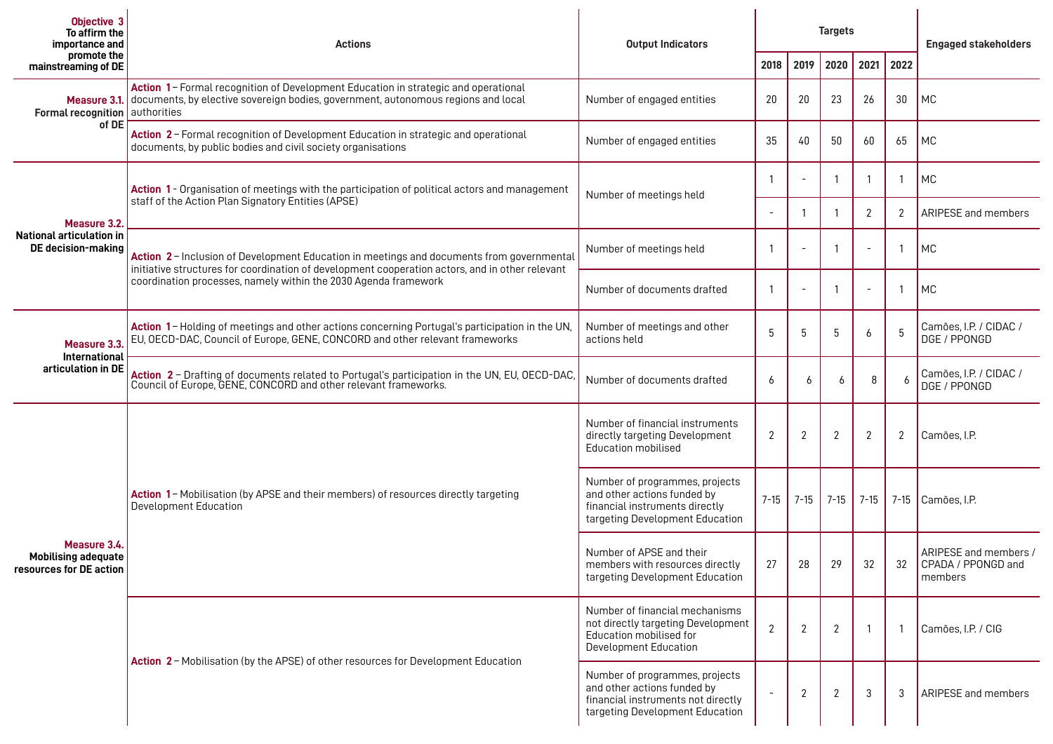| Objective 3 To affirm the importance and promote the mainstreaming of DE | Actions | Output Indicators | Targets | | | | | Engaged stakeholders |
|---|---|---|---|---|---|---|---|---|
| | | | 2018 | 2019 | 2020 | 2021 | 2022 | |
| **Measure 3.1.** Formal recognition of DE | **Action 1** – Formal recognition of Development Education in strategic and operational documents, by elective sovereign bodies, government, autonomous regions and local authorities | Number of engaged entities | 20 | 20 | 23 | 26 | 30 | MC |
| | **Action 2** – Formal recognition of Development Education in strategic and operational documents, by public bodies and civil society organisations | Number of engaged entities | 35 | 40 | 50 | 60 | 65 | MC |
| **Measure 3.2.** National articulation in DE decision-making | **Action 1** - Organisation of meetings with the participation of political actors and management staff of the Action Plan Signatory Entities (APSE) | Number of meetings held | 1 | - | 1 | 1 | 1 | MC |
| | | | - | 1 | 1 | 2 | 2 | ARIPESE and members |
| | **Action 2** – Inclusion of Development Education in meetings and documents from governmental initiative structures for coordination of development cooperation actors, and in other relevant coordination processes, namely within the 2030 Agenda framework | Number of meetings held | 1 | - | 1 | - | 1 | MC |
| | | Number of documents drafted | 1 | - | 1 | - | 1 | MC |
| **Measure 3.3.** International articulation in DE | **Action 1** – Holding of meetings and other actions concerning Portugal's participation in the UN, EU, OECD-DAC, Council of Europe, GENE, CONCORD and other relevant frameworks | Number of meetings and other actions held | 5 | 5 | 5 | 6 | 5 | Camões, I.P. / CIDAC / DGE / PPONGD |
| | **Action 2** – Drafting of documents related to Portugal's participation in the UN, EU, OECD-DAC, Council of Europe, GENE, CONCORD and other relevant frameworks. | Number of documents drafted | 6 | 6 | 6 | 8 | 6 | Camões, I.P. / CIDAC / DGE / PPONGD |
| **Measure 3.4.** Mobilising adequate resources for DE action | **Action 1** – Mobilisation (by APSE and their members) of resources directly targeting Development Education | Number of financial instruments directly targeting Development Education mobilised | 2 | 2 | 2 | 2 | 2 | Camões, I.P. |
| | | Number of programmes, projects and other actions funded by financial instruments directly targeting Development Education | 7-15 | 7-15 | 7-15 | 7-15 | 7-15 | Camões, I.P. |
| | | Number of APSE and their members with resources directly targeting Development Education | 27 | 28 | 29 | 32 | 32 | ARIPESE and members / CPADA / PPONGD and members |
| | **Action 2** – Mobilisation (by the APSE) of other resources for Development Education | Number of financial mechanisms not directly targeting Development Education mobilised for Development Education | 2 | 2 | 2 | 1 | 1 | Camões, I.P. / CIG |
| | | Number of programmes, projects and other actions funded by financial instruments not directly targeting Development Education | - | 2 | 2 | 3 | 3 | ARIPESE and members |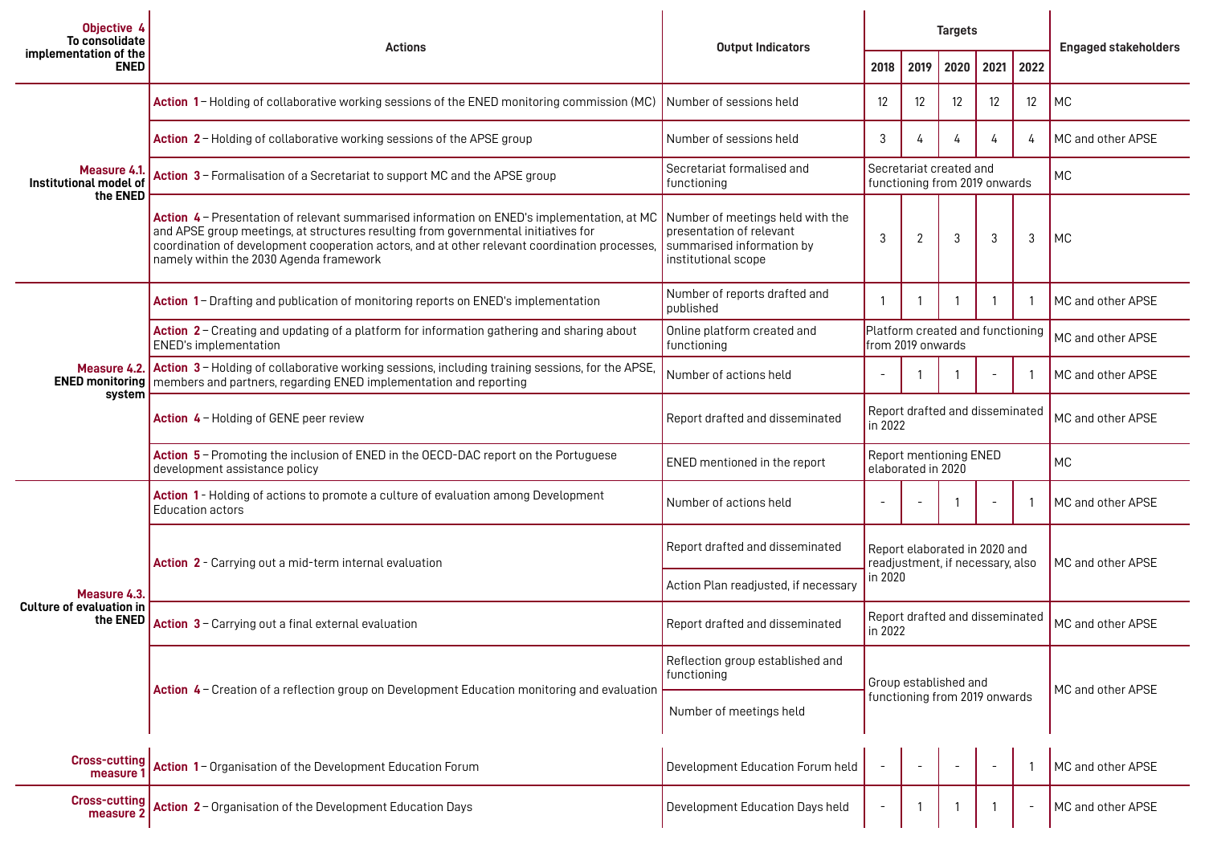| Objective 4 To consolidate implementation of the ENED | Actions | Output Indicators | Targets | | | | | Engaged stakeholders |
|---|---|---|---|---|---|---|---|---|
| | | | 2018 | 2019 | 2020 | 2021 | 2022 | |
| **Measure 4.1. Institutional model of the ENED** | **Action 1** – Holding of collaborative working sessions of the ENED monitoring commission (MC) | Number of sessions held | 12 | 12 | 12 | 12 | 12 | MC |
| | **Action 2** – Holding of collaborative working sessions of the APSE group | Number of sessions held | 3 | 4 | 4 | 4 | 4 | MC and other APSE |
| | **Action 3** – Formalisation of a Secretariat to support MC and the APSE group | Secretariat formalised and functioning | Secretariat created and functioning from 2019 onwards | | | | | MC |
| | **Action 4** – Presentation of relevant summarised information on ENED's implementation, at MC and APSE group meetings, at structures resulting from governmental initiatives for coordination of development cooperation actors, and at other relevant coordination processes, namely within the 2030 Agenda framework | Number of meetings held with the presentation of relevant summarised information by institutional scope | 3 | 2 | 3 | 3 | 3 | MC |
| **Measure 4.2. ENED monitoring system** | **Action 1** – Drafting and publication of monitoring reports on ENED's implementation | Number of reports drafted and published | 1 | 1 | 1 | 1 | 1 | MC and other APSE |
| | **Action 2** – Creating and updating of a platform for information gathering and sharing about ENED's implementation | Online platform created and functioning | Platform created and functioning from 2019 onwards | | | | | MC and other APSE |
| | **Action 3** – Holding of collaborative working sessions, including training sessions, for the APSE, members and partners, regarding ENED implementation and reporting | Number of actions held | - | 1 | 1 | - | 1 | MC and other APSE |
| | **Action 4** – Holding of GENE peer review | Report drafted and disseminated | Report drafted and disseminated in 2022 | | | | | MC and other APSE |
| | **Action 5** – Promoting the inclusion of ENED in the OECD-DAC report on the Portuguese development assistance policy | ENED mentioned in the report | Report mentioning ENED elaborated in 2020 | | | | | MC |
| **Measure 4.3. Culture of evaluation in the ENED** | **Action 1** - Holding of actions to promote a culture of evaluation among Development Education actors | Number of actions held | - | - | 1 | - | 1 | MC and other APSE |
| | **Action 2** - Carrying out a mid-term internal evaluation | Report drafted and disseminated; Action Plan readjusted, if necessary | Report elaborated in 2020 and readjustment, if necessary, also in 2020 | | | | | MC and other APSE |
| | **Action 3** – Carrying out a final external evaluation | Report drafted and disseminated | Report drafted and disseminated in 2022 | | | | | MC and other APSE |
| | **Action 4** – Creation of a reflection group on Development Education monitoring and evaluation | Reflection group established and functioning; Number of meetings held | Group established and functioning from 2019 onwards | | | | | MC and other APSE |
| **Cross-cutting measure 1** | **Action 1** – Organisation of the Development Education Forum | Development Education Forum held | - | - | - | - | 1 | MC and other APSE |
| **Cross-cutting measure 2** | **Action 2** – Organisation of the Development Education Days | Development Education Days held | - | 1 | 1 | 1 | - | MC and other APSE |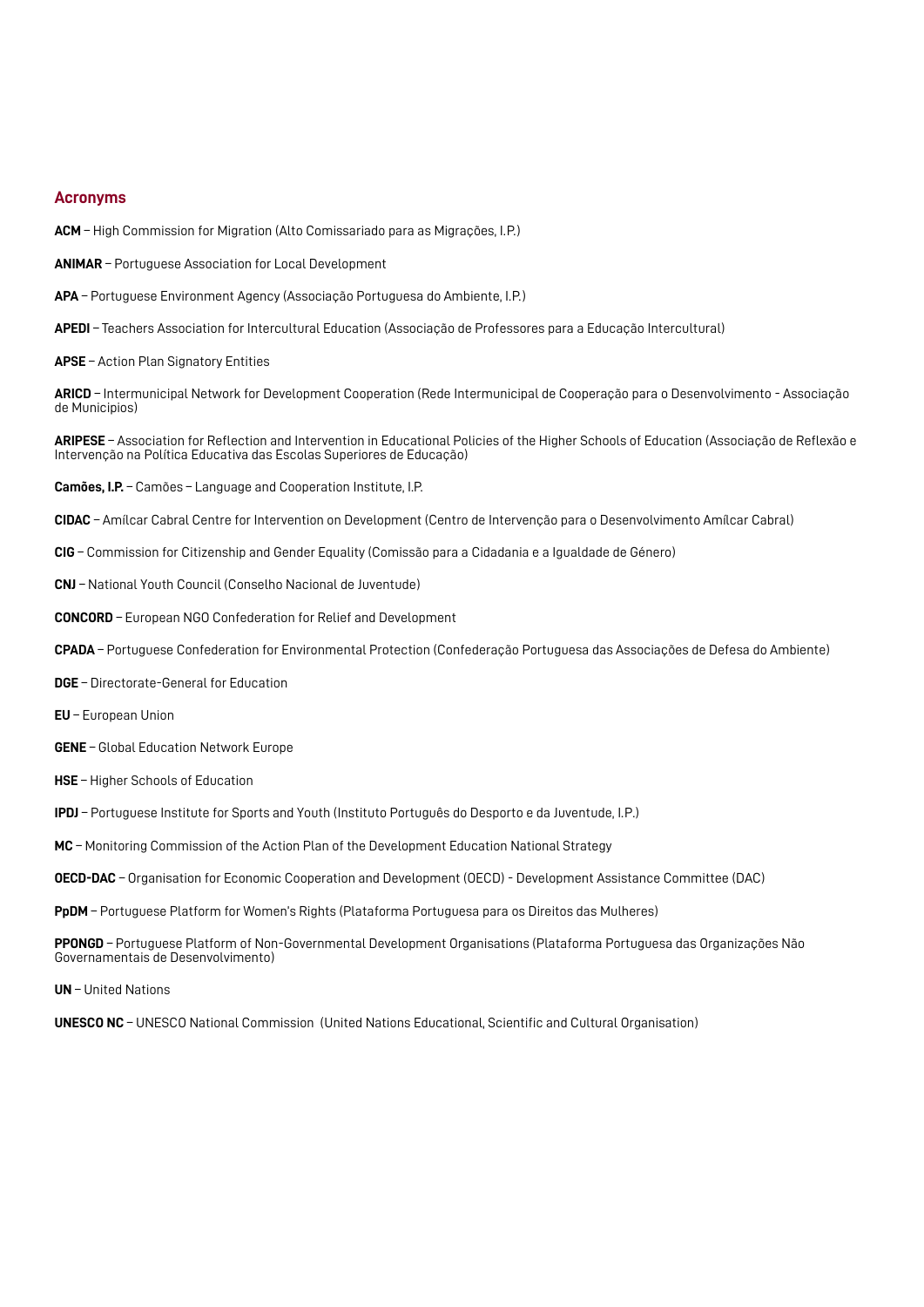## Acronyms

**ACM** – High Commission for Migration (Alto Comissariado para as Migrações, I.P.)

**ANIMAR** – Portuguese Association for Local Development

**APA** – Portuguese Environment Agency (Associação Portuguesa do Ambiente, I.P.)

**APEDI** – Teachers Association for Intercultural Education (Associação de Professores para a Educação Intercultural)

**APSE** – Action Plan Signatory Entities

**ARICD** – Intermunicipal Network for Development Cooperation (Rede Intermunicipal de Cooperação para o Desenvolvimento - Associação de Municipios)

**ARIPESE** – Association for Reflection and Intervention in Educational Policies of the Higher Schools of Education (Associação de Reflexão e Intervenção na Política Educativa das Escolas Superiores de Educação)

**Camões, I.P.** – Camões – Language and Cooperation Institute, I.P.

**CIDAC** – Amílcar Cabral Centre for Intervention on Development (Centro de Intervenção para o Desenvolvimento Amílcar Cabral)

**CIG** – Commission for Citizenship and Gender Equality (Comissão para a Cidadania e a Igualdade de Género)

**CNJ** – National Youth Council (Conselho Nacional de Juventude)

**CONCORD** – European NGO Confederation for Relief and Development

**CPADA** – Portuguese Confederation for Environmental Protection (Confederação Portuguesa das Associações de Defesa do Ambiente)

**DGE** – Directorate-General for Education

**EU** – European Union

**GENE** – Global Education Network Europe

**HSE** – Higher Schools of Education

**IPDJ** – Portuguese Institute for Sports and Youth (Instituto Português do Desporto e da Juventude, I.P.)

**MC** – Monitoring Commission of the Action Plan of the Development Education National Strategy

**OECD-DAC** – Organisation for Economic Cooperation and Development (OECD) - Development Assistance Committee (DAC)

**PpDM** – Portuguese Platform for Women's Rights (Plataforma Portuguesa para os Direitos das Mulheres)

**PPONGD** – Portuguese Platform of Non-Governmental Development Organisations (Plataforma Portuguesa das Organizações Não Governamentais de Desenvolvimento)

**UN** – United Nations

**UNESCO NC** – UNESCO National Commission (United Nations Educational, Scientific and Cultural Organisation)